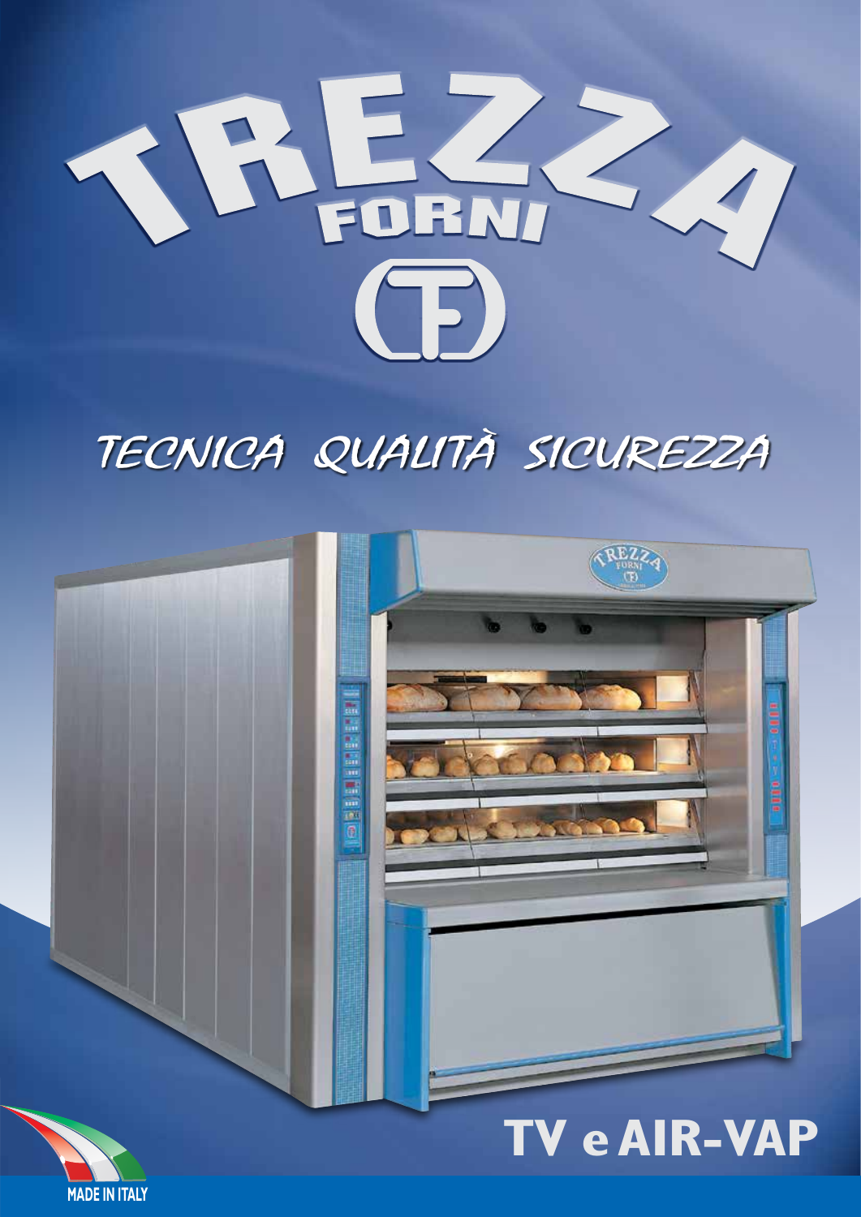# TREZZA FORNI

*TECNICA QUALITÀ SICUREZZA*

## TV e AIR-VAP

MADE IN ITALY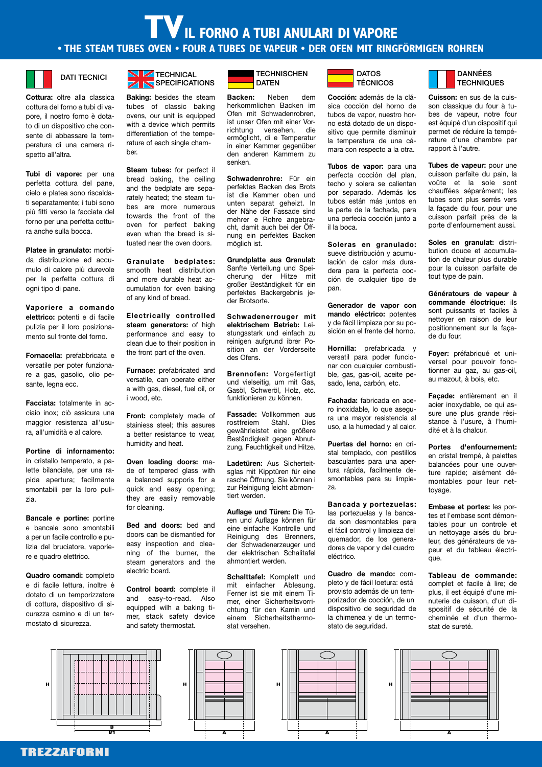# TV IL FORNO A TUBI ANULARI DI VAPORE

## • THE STEAM TUBES OVEN • FOUR A TUBES DE VAPEUR • DER OFEN MIT RINGFÖRMIGEN ROHREN

### DATI TECNICI

**Cottura:** oltre alla classica cottura del forno a tubi di vapore, il nostro forno è dotato di un dispositivo che consente di abbassare la temperatura di una camera rispetto all'altra.

**Tubi di vapore:** per una perfetta cottura del pane, cielo e platea sono riscaldati separatamente; i tubi sono più fitti verso la facciata del forno per una perfetta cottura anche sulla bocca.

**Platee in granulato:** morbida distribuzione ed accumulo di calore più durevole per la perfetta cottura di ogni tipo di pane.

**Vaporiere a comando elettrico:** potenti e di facile pulizia per il loro posizionamento sul fronte del forno.

**Fornacella:** prefabbricata e versatile per poter funzionare a gas, gasolio, olio pesante, legna ecc.

**Facciata:** totalmente in acciaio inox; ciò assicura una maggior resistenza all'usura, all'umidità e al calore.

**Portine di infornamento:** in cristallo temperato, a palette bilanciate, per una rapida apertura; facilmente smontabili per la loro pulizia.

**Bancale e portine:** portine e bancale sono smontabili a per un facile controllo e pulizia del bruciatore, vaporiere e quadro elettrico.

**Quadro comandi:** completo e di facile lettura, inoltre è dotato di un temporizzatore di cottura, dispositivo di sicurezza camino e di un termostato di sicurezza.

### TECHNICAL SPECIFICATIONS

**Baking:** besides the steam tubes of classic baking ovens, our unit is equipped with a device which permits the differentiation of the temperature of each single chamber.

**Steam tubes:** for perfect il bread baking, the ceiling and the bedplate are separately heated; the steam tubes are more numerous towards the front of the oven for perfect baking even when the bread is situated near the oven doors.

**Granulate bedplates:** smooth heat distribution and more durable heat accumulation for even baking of any kind of bread.

**Electrically controlled steam generators:** of high performance and easy to clean due to their position in the front part of the oven.

**Furnace:** prefabricated and versatile, can operate either a with gas, diesel, fuel oil, or i wood, etc.

**Front:** completely made of stainiess steel; this assures a better resistance to wear, humidity and heat.

**Oven loading doors:** made of tempered glass with a balanced supporis for a quick and easy opening; they are easily removable for cleaning.

**Bed and doors:** bed and doors can be dismantled for easy inspeotion and cleaning of the burner, the steam generators and the electric board.

**Control board:** complete il and easy-to-read. Also equipped wilh a baking timer, stack safety device and safety thermostat.

### TECHNISCHEN DATEN

**Backen:** Neben dem herkommlichen Backen im Ofen mit Schwadenrobren, ist unser Ofen mit einer Vorrichtung versehen, die ermöglicht, di e Temperatur in einer Kammer gegenüber den anderen Kammern zu senken.

**Schwadenrohre:** Für ein perfektes Backen des Brots ist die Kammer oben und unten separat geheizt. In der Nähe der Fassade sind mehrer e Rohre angebracht, damit auch bei der Öffnung ein perfektes Backen möglich ist.

**Grundplatte aus Granulat:** Sanfte Verteilung und Speicherung der Hitze mit großer Beständigkeit für ein perfektes Backergebnis jeder Brotsorte.

**Schwadenerrouger mit elektrischem Betrieb:** Leistungsstark und einfach zu reinigen aufgrund ibrer Position an der Vorderseite des Ofens.

**Brennofen:** Vorgefertigt und vielseitig, um mit Gas, Gasöl, Schweröl, Holz, etc. funktionieren zu können.

**Fassade:** Vollkommen aus rostfreiem Stahl. Dies gewährleistet eine größere Beständigkeit gegen Abnutzung, Feuchtigkeit und Hitze.

**Ladetüren:** Aus Sicherheitsglas mit Kipptüren für eine rasche Öffnung. Sie können i zur Reinigung leicht abmontiert werden.

**Auflage und Türen:** Die Türen und Auflage können für eine einfache Kontrolle und Reinigung des Brenners, der Schwadenerzeuger und der elektrischen Schalttafel ahmontiert werden.

**Schalttafel:** Komplett und mit einfacher Ablesung. Ferner ist sie mit einem Timer, einer Sicherheitsvorrichtung für den Kamin und einem Sicherheitsthermostat versehen.

### DATOS TÉCNICOS

**Cocción:** además de la clásica cocción del horno de tubos de vapor, nuestro horno está dotado de un dispositivo que permite disminuir la temperatura de una cámara con respecto a la otra.

**Tubos de vapor:** para una perfecta cocción del plan, techo y solera se calientan por separado. Además los tubos están más juntos en la parte de la fachada, para una perfecia cocción junto a il la boca.

**Soleras en granulado:** sueve distribución y acumulación de calor más duradera para la perfecta cocción de cualquier tipo de pan.

**Generador de vapor con mando eléctrico:** potentes y de fácil limpieza por su posición en el frente del horno.

**Hornilla:** prefabricada y versatil para poder funcionar con cualquier cornbustible, gas, gas-oil, aceite pesado, lena, carbón, etc.

**Fachada:** fabricada en acero inoxidable, lo que asegura una mayor resistencia al uso, a la humedad y al calor.

**Puertas del horno:** en cristal templado, con pestillos basculantes para una apertura rápida, facilmente desmontables para su limpieza.

**Bancada y portezuelas:** las portezuelas y la bancada son desmontables para el fácil control y limpieza del quemador, de los generadores de vapor y del cuadro eléctrico.

**Cuadro de mando:** completo y de fácil loetura: está provisto además de un temporizador de cocción, de un dispositivo de seguridad de la chimenea y de un termostato de seguridad.

### DANNÉES TECHNIQUES

**Cuisson:** en sus de la cuisson classique du four à tubes de vapeur, notre four est équipé d'un dispositif qui permet de réduire la température d'une chambre par rapport à l'autre.

**Tubes de vapeur:** pour une cuisson parfaite du pain, la voûte et la sole sont chauffées séparément; les tubes sont plus serrés vers la façade du four, pour une cuisson parfait près de la porte d'enfournement aussi.

**Soles en granulat:** distribution douce et accumulation de chaleur plus durable pour la cuisson parfaite de tout type de pain.

**Génératours de vapeur à commande éloctrique:** ils sont puissants et faciles à nettoyer en raison de leur positionnement sur la façade du four.

**Foyer:** préfabriqué et universel pour pouvoir fonctionner au gaz, au gas-oil, au mazout, à bois, etc.

**Façade:** entièrement en il acier inoxydable, ce qui assure une plus grande résistance à l'usure, à l'humidité et à la chalcur.

**Portes d'enfournement:** en cristal trempé, à palettes balancées pour une ouverture rapide; aisément démontables pour leur nettoyage.

**Embase et portes:** les portes et l'embase sont démontables pour un controle et un nettoyage aisés du bruleur, des générateurs de vapeur et du tableau électrique.

**Tableau de commande:** complet et facile à lire; de plus, il est équipé d'une minuterie de cuisson, d'un dispositif de sécurité de la cheminée et d'un thermostat de sureté.

H B B1 · H A · H A · H A

TREZZAFORNI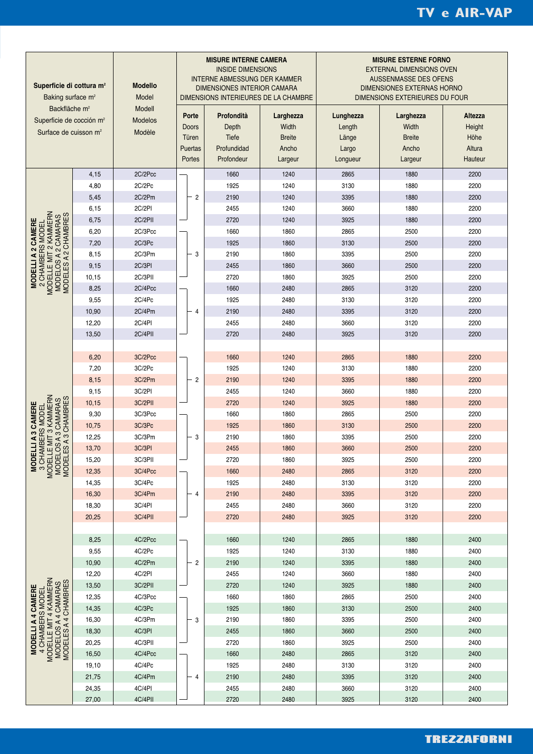| Superficie di cottura m² / Baking surface m² / Backfläche m² / Superficie de cocción m² / Surface de cuisson m² | | Modello / Model / Modell / Modelos / Modèle | MISURE INTERNE CAMERA / INSIDE DIMENSIONS / INTERNE ABMESSUNG DER KAMMER / DIMENSIONES INTERIOR CAMARA / DIMENSIONS INTERIEURES DE LA CHAMBRE | | | MISURE ESTERNE FORNO / EXTERNAL DIMENSIONS OVEN / AUSSENMASSE DES OFENS / DIMENSIONES EXTERNAS HORNO / DIMENSIONS EXTERIEURES DU FOUR | | |
|---|---|---|---|---|---|---|---|---|
| | | | Porte / Doors / Türen / Puertas / Portes | Profondità / Depth / Tiefe / Profundidad / Profondeur | Larghezza / Width / Breite / Ancho / Largeur | Lunghezza / Length / Länge / Largo / Longueur | Larghezza / Width / Breite / Ancho / Largeur | Altezza / Height / Höhe / Altura / Hauteur |
| MODELLI A 2 CAMERE / 2 CHAMBERS MODEL / MODELLE MIT 2 KAMMERN / MODELOS A 2 CAMARAS / MODELES A 2 CHAMBRES | 4,15 | 2C/2Pcc | 2 | 1660 | 1240 | 2865 | 1880 | 2200 |
| | 4,80 | 2C/2Pc | 2 | 1925 | 1240 | 3130 | 1880 | 2200 |
| | 5,45 | 2C/2Pm | 2 | 2190 | 1240 | 3395 | 1880 | 2200 |
| | 6,15 | 2C/2Pl | 2 | 2455 | 1240 | 3660 | 1880 | 2200 |
| | 6,75 | 2C/2Pll | 2 | 2720 | 1240 | 3925 | 1880 | 2200 |
| | 6,20 | 2C/3Pcc | 3 | 1660 | 1860 | 2865 | 2500 | 2200 |
| | 7,20 | 2C/3Pc | 3 | 1925 | 1860 | 3130 | 2500 | 2200 |
| | 8,15 | 2C/3Pm | 3 | 2190 | 1860 | 3395 | 2500 | 2200 |
| | 9,15 | 2C/3Pl | 3 | 2455 | 1860 | 3660 | 2500 | 2200 |
| | 10,15 | 2C/3Pll | 3 | 2720 | 1860 | 3925 | 2500 | 2200 |
| | 8,25 | 2C/4Pcc | 4 | 1660 | 2480 | 2865 | 3120 | 2200 |
| | 9,55 | 2C/4Pc | 4 | 1925 | 2480 | 3130 | 3120 | 2200 |
| | 10,90 | 2C/4Pm | 4 | 2190 | 2480 | 3395 | 3120 | 2200 |
| | 12,20 | 2C/4Pl | 4 | 2455 | 2480 | 3660 | 3120 | 2200 |
| | 13,50 | 2C/4Pll | 4 | 2720 | 2480 | 3925 | 3120 | 2200 |
| MODELLI A 3 CAMERE / 3 CHAMBERS MODEL / MODELLE MIT 3 KAMMERN / MODELOS A 3 CAMARAS / MODELES A 3 CHAMBRES | 6,20 | 3C/2Pcc | 2 | 1660 | 1240 | 2865 | 1880 | 2200 |
| | 7,20 | 3C/2Pc | 2 | 1925 | 1240 | 3130 | 1880 | 2200 |
| | 8,15 | 3C/2Pm | 2 | 2190 | 1240 | 3395 | 1880 | 2200 |
| | 9,15 | 3C/2Pl | 2 | 2455 | 1240 | 3660 | 1880 | 2200 |
| | 10,15 | 3C/2Pll | 2 | 2720 | 1240 | 3925 | 1880 | 2200 |
| | 9,30 | 3C/3Pcc | 3 | 1660 | 1860 | 2865 | 2500 | 2200 |
| | 10,75 | 3C/3Pc | 3 | 1925 | 1860 | 3130 | 2500 | 2200 |
| | 12,25 | 3C/3Pm | 3 | 2190 | 1860 | 3395 | 2500 | 2200 |
| | 13,70 | 3C/3Pl | 3 | 2455 | 1860 | 3660 | 2500 | 2200 |
| | 15,20 | 3C/3Pll | 3 | 2720 | 1860 | 3925 | 2500 | 2200 |
| | 12,35 | 3C/4Pcc | 4 | 1660 | 2480 | 2865 | 3120 | 2200 |
| | 14,35 | 3C/4Pc | 4 | 1925 | 2480 | 3130 | 3120 | 2200 |
| | 16,30 | 3C/4Pm | 4 | 2190 | 2480 | 3395 | 3120 | 2200 |
| | 18,30 | 3C/4Pl | 4 | 2455 | 2480 | 3660 | 3120 | 2200 |
| | 20,25 | 3C/4Pll | 4 | 2720 | 2480 | 3925 | 3120 | 2200 |
| MODELLI A 4 CAMERE / 4 CHAMBERS MODEL / MODELLE MIT 4 KAMMERN / MODELOS A 4 CAMARAS / MODELES A 4 CHAMBRES | 8,25 | 4C/2Pcc | 2 | 1660 | 1240 | 2865 | 1880 | 2400 |
| | 9,55 | 4C/2Pc | 2 | 1925 | 1240 | 3130 | 1880 | 2400 |
| | 10,90 | 4C/2Pm | 2 | 2190 | 1240 | 3395 | 1880 | 2400 |
| | 12,20 | 4C/2Pl | 2 | 2455 | 1240 | 3660 | 1880 | 2400 |
| | 13,50 | 3C/2Pll | 2 | 2720 | 1240 | 3925 | 1880 | 2400 |
| | 12,35 | 4C/3Pcc | 3 | 1660 | 1860 | 2865 | 2500 | 2400 |
| | 14,35 | 4C/3Pc | 3 | 1925 | 1860 | 3130 | 2500 | 2400 |
| | 16,30 | 4C/3Pm | 3 | 2190 | 1860 | 3395 | 2500 | 2400 |
| | 18,30 | 4C/3Pl | 3 | 2455 | 1860 | 3660 | 2500 | 2400 |
| | 20,25 | 4C/3Pll | 3 | 2720 | 1860 | 3925 | 2500 | 2400 |
| | 16,50 | 4C/4Pcc | 4 | 1660 | 2480 | 2865 | 3120 | 2400 |
| | 19,10 | 4C/4Pc | 4 | 1925 | 2480 | 3130 | 3120 | 2400 |
| | 21,75 | 4C/4Pm | 4 | 2190 | 2480 | 3395 | 3120 | 2400 |
| | 24,35 | 4C/4Pl | 4 | 2455 | 2480 | 3660 | 3120 | 2400 |
| | 27,00 | 4C/4Pll | 4 | 2720 | 2480 | 3925 | 3120 | 2400 |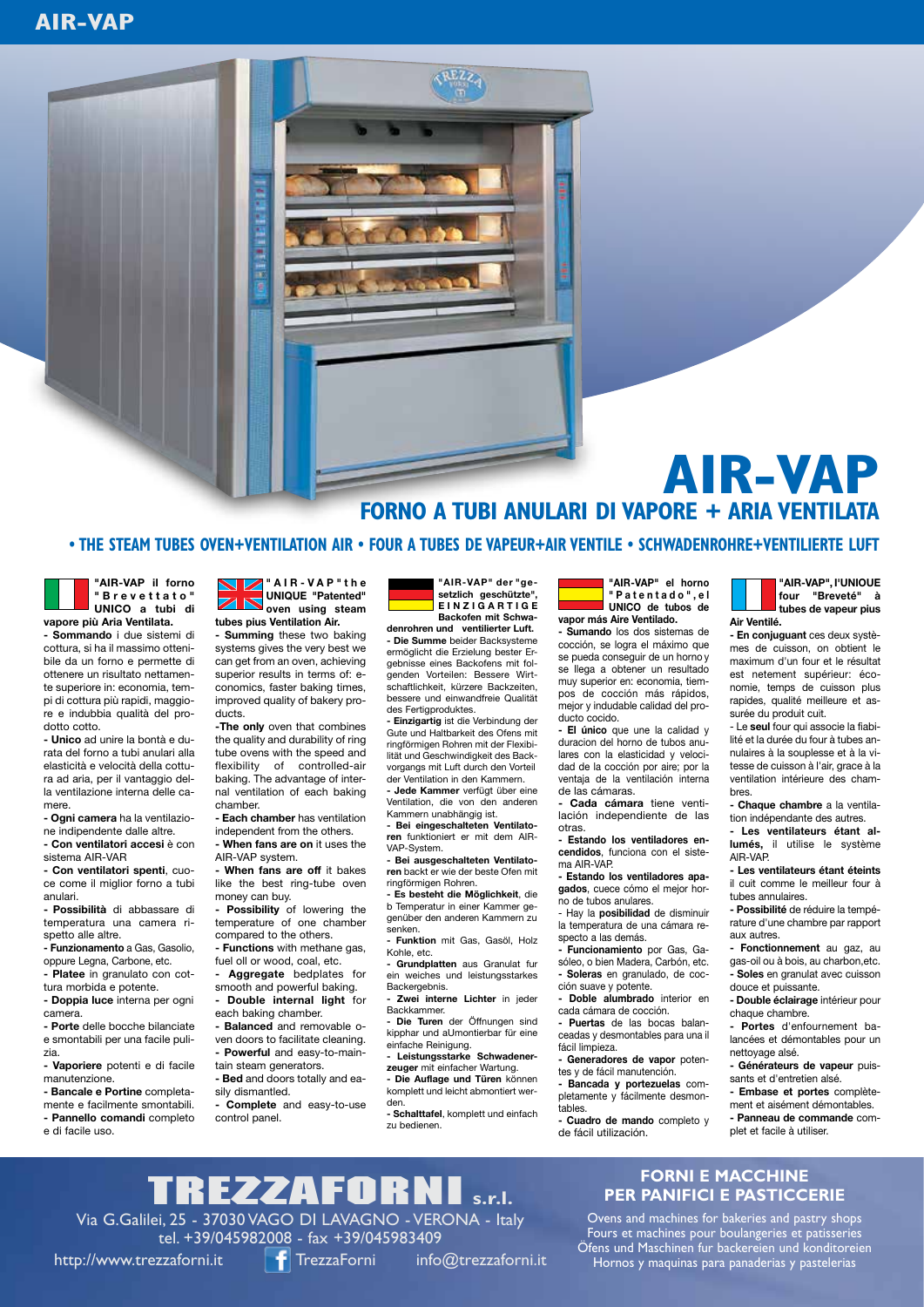# AIR-VAP

## FORNO A TUBI ANULARI DI VAPORE + ARIA VENTILATA

**• THE STEAM TUBES OVEN+VENTILATION AIR • FOUR A TUBES DE VAPEUR+AIR VENTILE • SCHWADENROHRE+VENTILIERTE LUFT**

**"AIR-VAP il forno "Brevettato" UNICO a tubi di vapore più Aria Ventilata.**

- **Sommando** i due sistemi di cottura, si ha il massimo ottenibile da un forno e permette di ottenere un risultato nettamente superiore in: economia, tempi di cottura più rapidi, maggiore e indubbia qualità del prodotto cotto.
- **Unico** ad unire la bontà e durata del forno a tubi anulari alla elasticità e velocità della cottura ad aria, per il vantaggio della ventilazione interna delle camere.
- **Ogni camera** ha la ventilazione indipendente dalle altre.
- **Con ventilatori accesi** è con sistema AIR-VAR
- **Con ventilatori spenti**, cuoce come il miglior forno a tubi anulari.
- **Possibilità** di abbassare di temperatura una camera rispetto alle altre.
- **Funzionamento** a Gas, Gasolio, oppure Legna, Carbone, etc.
- **Platee** in granulato con cottura morbida e potente.
- **Doppia luce** interna per ogni camera.
- **Porte** delle bocche bilanciate e smontabili per una facile pulizia.
- **Vaporiere** potenti e di facile manutenzione.
- **Bancale e Portine** completamente e facilmente smontabili.
- **Pannello comandi** completo e di facile uso.

**"AIR-VAP "the UNIQUE "Patented" oven using steam tubes pius Ventilation Air.**

- **Summing** these two baking systems gives the very best we can get from an oven, achieving superior results in terms of: economics, faster baking times, improved quality of bakery products.
- **The only** oven that combines the quality and durability of ring tube ovens with the speed and flexibility of controlled-air baking. The advantage of internal ventilation of each baking chamber.
- **Each chamber** has ventilation independent from the others.
- **When fans are on** it uses the AIR-VAP system.
- **When fans are off** it bakes like the best ring-tube oven money can buy.
- **Possibility** of lowering the temperature of one chamber compared to the others.
- **Functions** with methane gas, fuel oil or wood, coal, etc.
- **Aggregate** bedplates for smooth and powerful baking.
- **Double internal light** for each baking chamber.
- **Balanced** and removable oven doors to facilitate cleaning.
- **Powerful** and easy-to-maintain steam generators.
- **Bed** and doors totally and easily dismantled.
- **Complete** and easy-to-use control panel.

**"AIR-VAP" der "gesetzlich geschützte", EINZIGARTIGE Backofen mit Schwadenrohren und ventilierter Luft.**

- **Die Summe** beider Backsysteme ermöglicht die Erzielung bester Ergebnisse eines Backofens mit folgenden Vorteilen: Bessere Wirtschaftlichkeit, kürzere Backzeiten, bessere und einwandfreie Qualität des Fertigproduktes.
- **Einzigartig** ist die Verbindung der Gute und Haltbarkeit des Ofens mit ringförmigen Rohren mit der Flexibilität und Geschwindigkeit des Backvorgangs mit Luft durch den Vorteil der Ventilation in den Kammern.
- **Jede Kammer** verfügt über eine Ventilation, die von den anderen Kammern unabhängig ist.
- **Bei eingeschalteten Ventilatoren** funktioniert er mit dem AIR-VAP-System.
- **Bei ausgeschalteten Ventilatoren** backt er wie der beste Ofen mit ringförmigen Rohren.
- **Es besteht die Möglichkeit**, die b Temperatur in einer Kammer gegenüber den anderen Kammern zu senken.
- **Funktion** mit Gas, Gasöl, Holz Kohle, etc.
- **Grundplatten** aus Granulat fur ein weiches und leistungsstarkes Backergebnis.
- **Zwei interne Lichter** in jeder Backkammer.
- **Die Turen** der Öffnungen sind kipphar und aUmontierbar für eine einfache Reinigung.
- **Leistungsstarke Schwadenerzeuger** mit einfacher Wartung.
- **Die Auflage und Türen** können komplett und leicht abmontiert werden.
- **Schalttafel**, komplett und einfach zu bedienen.

**"AIR-VAP" el horno "Patentado", el UNICO de tubos de vapor más Aire Ventilado.**

- **Sumando** los dos sistemas de cocción, se logra el máximo que se pueda conseguir de un horno y se llega a obtener un resultado muy superior en: economia, tiempos de cocción más rápidos, mejor y indudable calidad del producto cocido.
- **El único** que une la calidad y duracion del horno de tubos anulares con la elasticidad y velocidad de la cocción por aire; por la ventaja de la ventilación interna de las cámaras.
- **Cada cámara** tiene ventilación independiente de las otras.
- **Estando los ventiladores encendidos**, funciona con el sistema AIR-VAP.
- **Estando los ventiladores apagados**, cuece cómo el mejor horno de tubos anulares.
- Hay la **posibilidad** de disminuir la temperatura de una cámara respecto a las demás.
- **Funcionamiento** por Gas, Gasóleo, o bien Madera, Carbón, etc.
- **Soleras** en granulado, de cocción suave y potente.
- **Doble alumbrado** interior en cada cámara de cocción.
- **Puertas** de las bocas balanceadas y desmontables para una il fácil limpieza.
- **Generadores de vapor** potentes y de fácil manutención.
- **Bancada y portezuelas** completamente y fácilmente desmontables.
- **Cuadro de mando** completo y de fácil utilización.

**"AIR-VAP", l'UNIQUE four "Breveté" à tubes de vapeur pius Air Ventilé.**

- **En conjuguant** ces deux systèmes de cuisson, on obtient le maximum d'un four et le résultat est netement supérieur: économie, temps de cuisson plus rapides, qualité meilleure et assurée du produit cuit.
- Le **seul** four qui associe la fiabilité et la durée du four à tubes annulaires à la souplesse et à la vitesse de cuisson à l'air, grace à la ventilation intérieure des chambres.
- **Chaque chambre** a la ventilation indépendante des autres.
- **Les ventilateurs étant allumés,** il utilise le système AIR-VAP.
- **Les ventilateurs étant éteints** il cuit comme le meilleur four à tubes annulaires.
- **Possibilité** de réduire la température d'une chambre par rapport aux autres.
- **Fonctionnement** au gaz, au gas-oil ou à bois, au charbon,etc.
- **Soles** en granulat avec cuisson douce et puissante.
- **Double éclairage** intérieur pour chaque chambre.
- **Portes** d'enfournement balancées et démontables pour un nettoyage aisé.
- **Générateurs de vapeur** puissants et d'entretien aisé.
- **Embase et portes** complètement et aisément démontables.
- **Panneau de commande** complet et facile à utiliser.

**TREZZAFORNI s.r.l.**

Via G.Galilei, 25 - 37030 VAGO DI LAVAGNO - VERONA - Italy
tel. +39/045982008 - fax +39/045983409
http://www.trezzaforni.it TrezzaForni info@trezzaforni.it

**FORNI E MACCHINE PER PANIFICI E PASTICCERIE**

Ovens and machines for bakeries and pastry shops
Fours et machines pour boulangeries et patisseries
Öfens und Maschinen fur backereien und konditoreien
Hornos y maquinas para panaderias y pastelerias